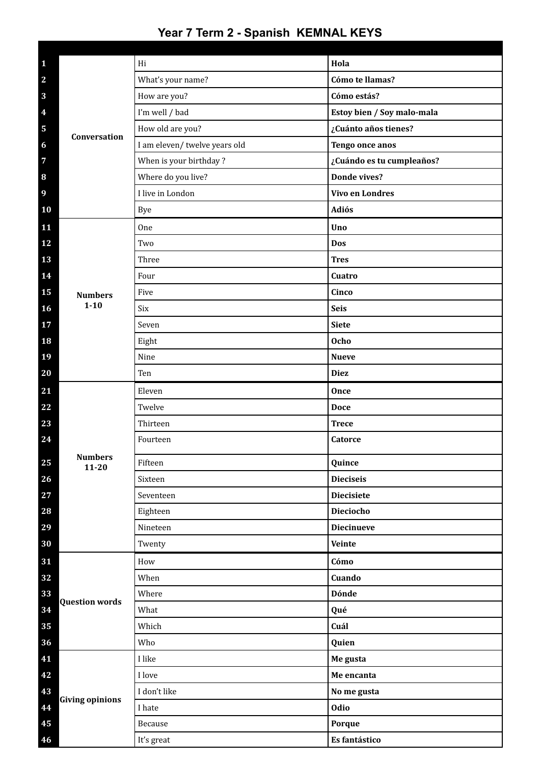# Year 7 Term 2 - Spanish KEMNAL KEYS

| | | | |
|---|---|---|---|
| 1 | Conversation | Hi | **Hola** |
| 2 | | What's your name? | **Cómo te llamas?** |
| 3 | | How are you? | **Cómo estás?** |
| 4 | | I'm well / bad | **Estoy bien / Soy malo-mala** |
| 5 | | How old are you? | **¿Cuánto años tienes?** |
| 6 | | I am eleven/ twelve years old | **Tengo once anos** |
| 7 | | When is your birthday ? | **¿Cuándo es tu cumpleaños?** |
| 8 | | Where do you live? | **Donde vives?** |
| 9 | | I live in London | **Vivo en Londres** |
| 10 | | Bye | **Adiós** |
| 11 | Numbers 1-10 | One | **Uno** |
| 12 | | Two | **Dos** |
| 13 | | Three | **Tres** |
| 14 | | Four | **Cuatro** |
| 15 | | Five | **Cinco** |
| 16 | | Six | **Seis** |
| 17 | | Seven | **Siete** |
| 18 | | Eight | **Ocho** |
| 19 | | Nine | **Nueve** |
| 20 | | Ten | **Diez** |
| 21 | Numbers 11-20 | Eleven | **Once** |
| 22 | | Twelve | **Doce** |
| 23 | | Thirteen | **Trece** |
| 24 | | Fourteen | **Catorce** |
| 25 | | Fifteen | **Quince** |
| 26 | | Sixteen | **Dieciseis** |
| 27 | | Seventeen | **Diecisiete** |
| 28 | | Eighteen | **Dieciocho** |
| 29 | | Nineteen | **Diecinueve** |
| 30 | | Twenty | **Veinte** |
| 31 | Question words | How | **Cómo** |
| 32 | | When | **Cuando** |
| 33 | | Where | **Dónde** |
| 34 | | What | **Qué** |
| 35 | | Which | **Cuál** |
| 36 | | Who | **Quien** |
| 41 | Giving opinions | I like | **Me gusta** |
| 42 | | I love | **Me encanta** |
| 43 | | I don't like | **No me gusta** |
| 44 | | I hate | **Odio** |
| 45 | | Because | **Porque** |
| 46 | | It's great | **Es fantástico** |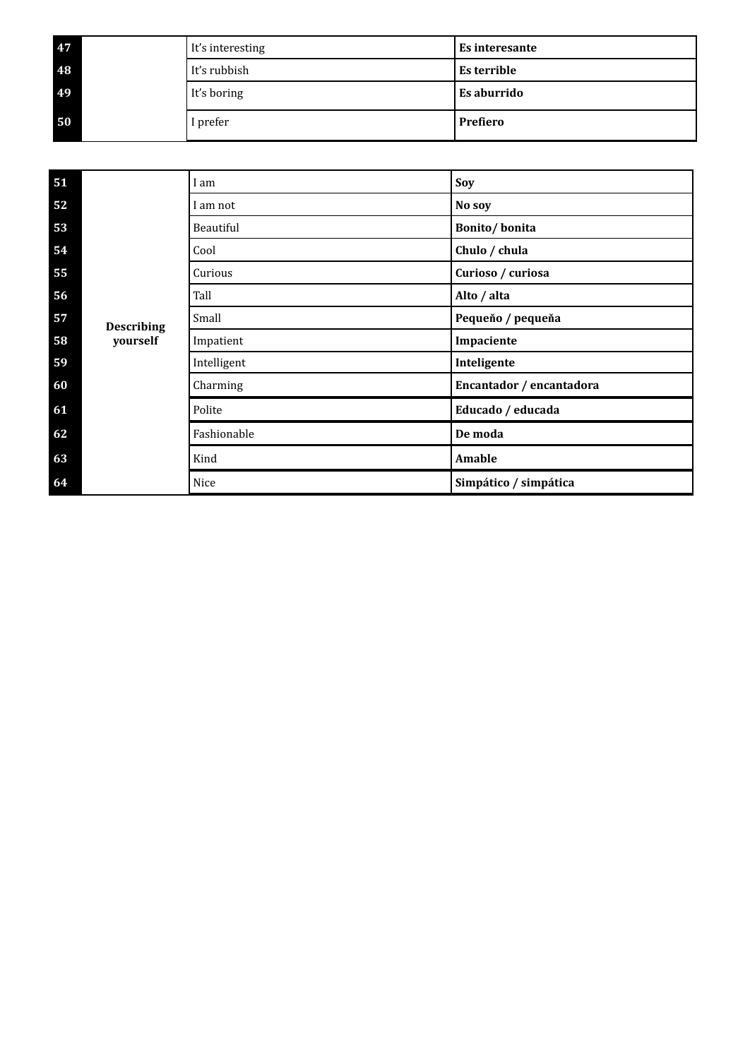| | | | |
|---|---|---|---|
| 47 | | It's interesting | **Es interesante** |
| 48 | | It's rubbish | **Es terrible** |
| 49 | | It's boring | **Es aburrido** |
| 50 | | I prefer | **Prefiero** |

| | | | |
|---|---|---|---|
| 51 | **Describing yourself** | I am | **Soy** |
| 52 | | I am not | **No soy** |
| 53 | | Beautiful | **Bonito/ bonita** |
| 54 | | Cool | **Chulo / chula** |
| 55 | | Curious | **Curioso / curiosa** |
| 56 | | Tall | **Alto / alta** |
| 57 | | Small | **Pequeňo / pequeňa** |
| 58 | | Impatient | **Impaciente** |
| 59 | | Intelligent | **Inteligente** |
| 60 | | Charming | **Encantador / encantadora** |
| 61 | | Polite | **Educado / educada** |
| 62 | | Fashionable | **De moda** |
| 63 | | Kind | **Amable** |
| 64 | | Nice | **Simpático / simpática** |